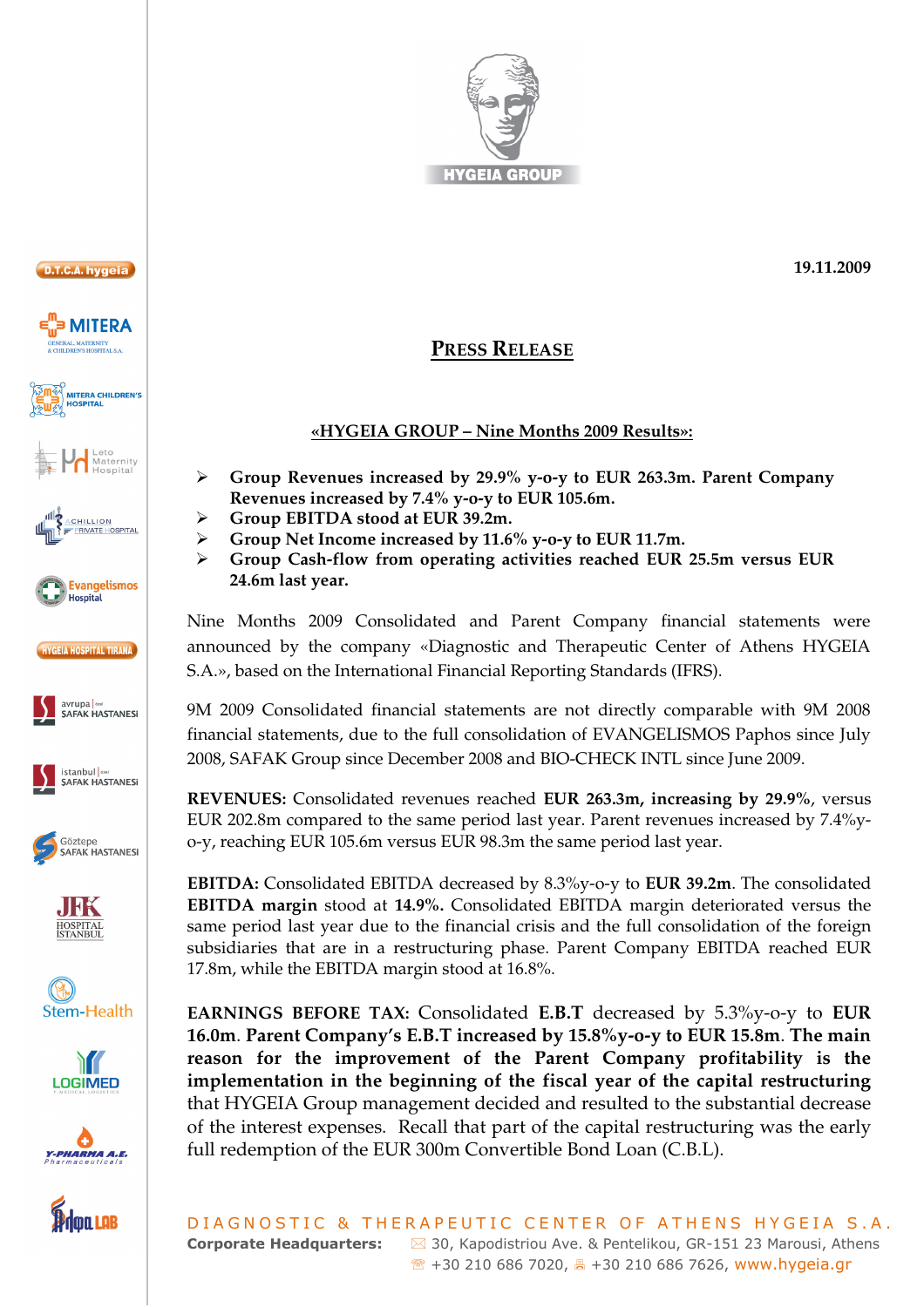19.11.2009

# PRESS RELEASE

## «HYGEIA GROUP – Nine Months 2009 Results»:

- **Group Revenues increased by 29.9% y-o-y to EUR 263.3m. Parent Company Revenues increased by 7.4% y-o-y to EUR 105.6m.**
- **Group EBITDA stood at EUR 39.2m.**
- **Group Net Income increased by 11.6% y-o-y to EUR 11.7m.**
- **Group Cash-flow from operating activities reached EUR 25.5m versus EUR 24.6m last year.**

Nine Months 2009 Consolidated and Parent Company financial statements were announced by the company «Diagnostic and Therapeutic Center of Athens HYGEIA S.A.», based on the International Financial Reporting Standards (IFRS).

9M 2009 Consolidated financial statements are not directly comparable with 9M 2008 financial statements, due to the full consolidation of EVANGELISMOS Paphos since July 2008, SAFAK Group since December 2008 and BIO-CHECK INTL since June 2009.

**REVENUES:** Consolidated revenues reached **EUR 263.3m, increasing by 29.9%**, versus EUR 202.8m compared to the same period last year. Parent revenues increased by 7.4%y-o-y, reaching EUR 105.6m versus EUR 98.3m the same period last year.

**EBITDA:** Consolidated EBITDA decreased by 8.3%y-o-y to **EUR 39.2m**. The consolidated **EBITDA margin** stood at **14.9%.** Consolidated EBITDA margin deteriorated versus the same period last year due to the financial crisis and the full consolidation of the foreign subsidiaries that are in a restructuring phase. Parent Company EBITDA reached EUR 17.8m, while the EBITDA margin stood at 16.8%.

**EARNINGS BEFORE TAX:** Consolidated **E.B.T** decreased by 5.3%y-o-y to **EUR 16.0m**. **Parent Company's E.B.T increased by 15.8%y-o-y to EUR 15.8m**. **The main reason for the improvement of the Parent Company profitability is the implementation in the beginning of the fiscal year of the capital restructuring** that HYGEIA Group management decided and resulted to the substantial decrease of the interest expenses. Recall that part of the capital restructuring was the early full redemption of the EUR 300m Convertible Bond Loan (C.B.L).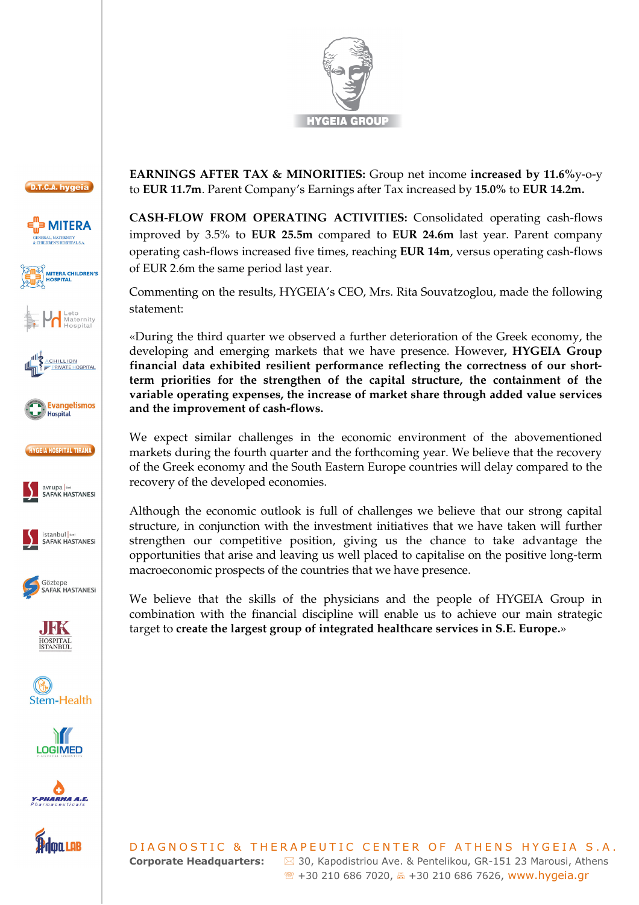**EARNINGS AFTER TAX & MINORITIES:** Group net income **increased by 11.6%**y-o-y to **EUR 11.7m**. Parent Company's Earnings after Tax increased by **15.0%** to **EUR 14.2m.**

**CASH-FLOW FROM OPERATING ACTIVITIES:** Consolidated operating cash-flows improved by 3.5% to **EUR 25.5m** compared to **EUR 24.6m** last year. Parent company operating cash-flows increased five times, reaching **EUR 14m**, versus operating cash-flows of EUR 2.6m the same period last year.

Commenting on the results, HYGEIA's CEO, Mrs. Rita Souvatzoglou, made the following statement:

«During the third quarter we observed a further deterioration of the Greek economy, the developing and emerging markets that we have presence. However**, HYGEIA Group financial data exhibited resilient performance reflecting the correctness of our short-term priorities for the strengthen of the capital structure, the containment of the variable operating expenses, the increase of market share through added value services and the improvement of cash-flows.**

We expect similar challenges in the economic environment of the abovementioned markets during the fourth quarter and the forthcoming year. We believe that the recovery of the Greek economy and the South Eastern Europe countries will delay compared to the recovery of the developed economies.

Although the economic outlook is full of challenges we believe that our strong capital structure, in conjunction with the investment initiatives that we have taken will further strengthen our competitive position, giving us the chance to take advantage the opportunities that arise and leaving us well placed to capitalise on the positive long-term macroeconomic prospects of the countries that we have presence.

We believe that the skills of the physicians and the people of HYGEIA Group in combination with the financial discipline will enable us to achieve our main strategic target to **create the largest group of integrated healthcare services in S.E. Europe.**»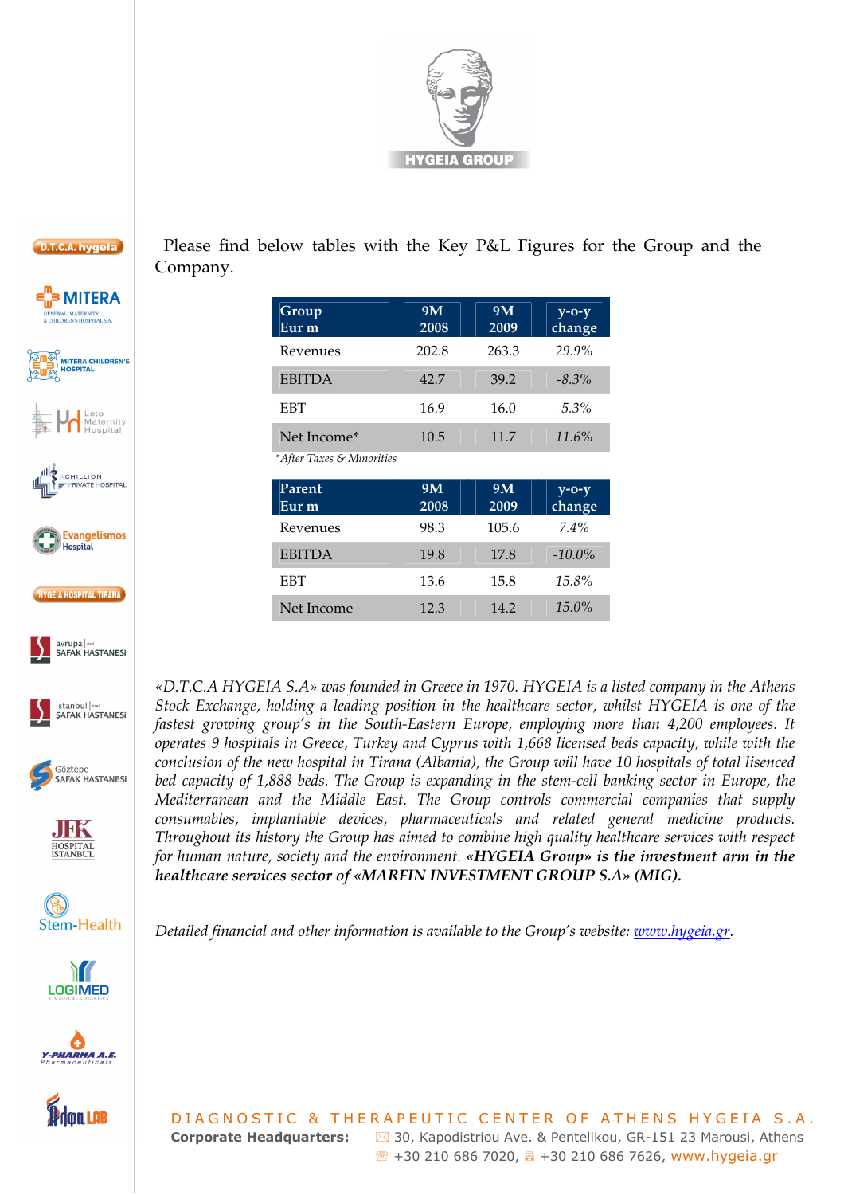Please find below tables with the Key P&L Figures for the Group and the Company.

| Group Eur m | 9M 2008 | 9M 2009 | y-o-y change |
|---|---|---|---|
| Revenues | 202.8 | 263.3 | *29.9%* |
| EBITDA | 42.7 | 39.2 | *-8.3%* |
| EBT | 16.9 | 16.0 | *-5.3%* |
| Net Income* | 10.5 | 11.7 | *11.6%* |

*\*After Taxes & Minorities*

| Parent Eur m | 9M 2008 | 9M 2009 | y-o-y change |
|---|---|---|---|
| Revenues | 98.3 | 105.6 | *7.4%* |
| EBITDA | 19.8 | 17.8 | *-10.0%* |
| EBT | 13.6 | 15.8 | *15.8%* |
| Net Income | 12.3 | 14.2 | *15.0%* |

*«D.T.C.A HYGEIA S.A» was founded in Greece in 1970. HYGEIA is a listed company in the Athens Stock Exchange, holding a leading position in the healthcare sector, whilst HYGEIA is one of the fastest growing group's in the South-Eastern Europe, employing more than 4,200 employees. It operates 9 hospitals in Greece, Turkey and Cyprus with 1,668 licensed beds capacity, while with the conclusion of the new hospital in Tirana (Albania), the Group will have 10 hospitals of total licensed bed capacity of 1,888 beds. The Group is expanding in the stem-cell banking sector in Europe, the Mediterranean and the Middle East. The Group controls commercial companies that supply consumables, implantable devices, pharmaceuticals and related general medicine products. Throughout its history the Group has aimed to combine high quality healthcare services with respect for human nature, society and the environment.* ***«HYGEIA Group» is the investment arm in the healthcare services sector of «MARFIN INVESTMENT GROUP S.A» (MIG).***

*Detailed financial and other information is available to the Group's website: [www.hygeia.gr](http://www.hygeia.gr).*

DIAGNOSTIC & THERAPEUTIC CENTER OF ATHENS HYGEIA S.A.

**Corporate Headquarters:** 30, Kapodistriou Ave. & Pentelikou, GR-151 23 Marousi, Athens
+30 210 686 7020, +30 210 686 7626, www.hygeia.gr